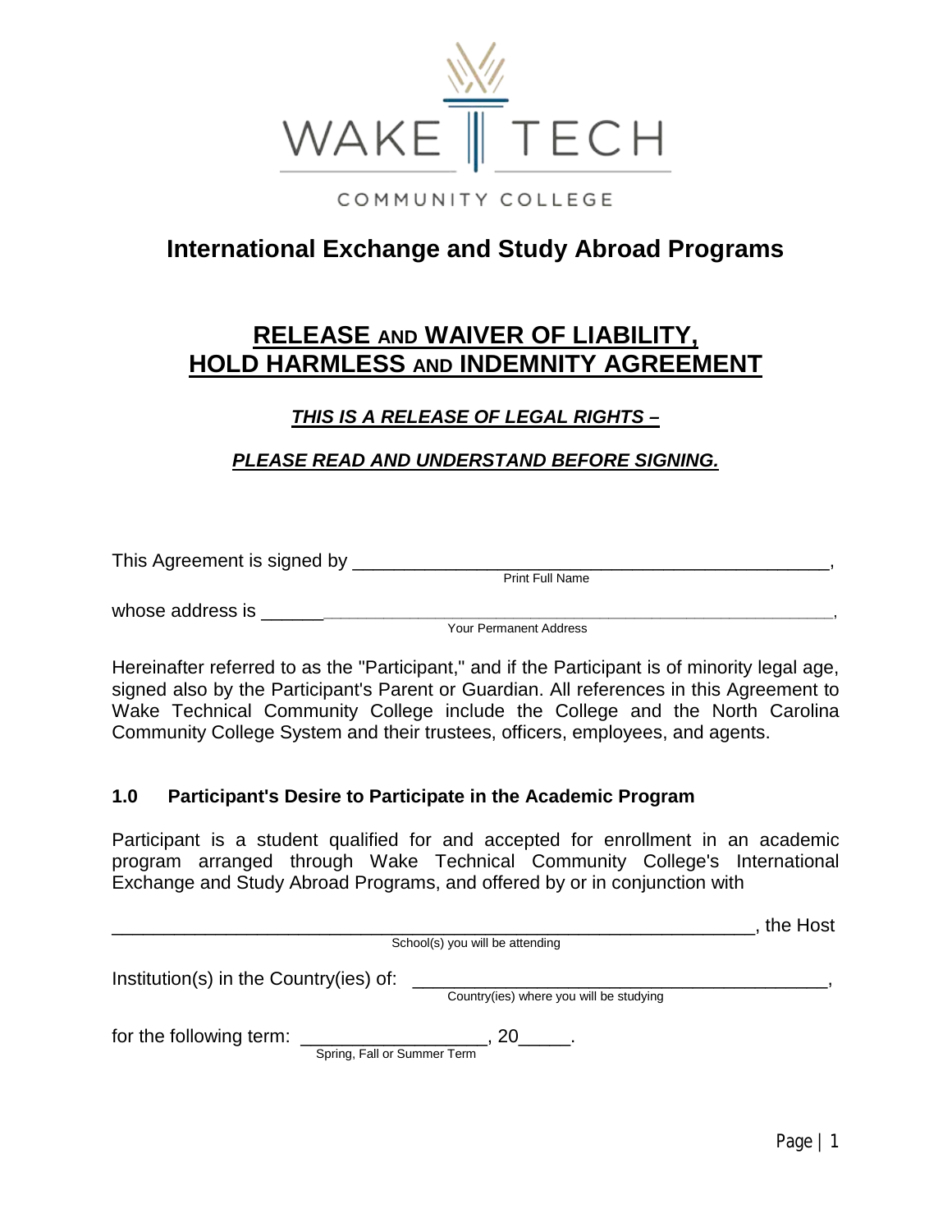WAKE TECH

COMMUNITY COLLEGE

# International Exchange and Study Abroad Programs

## RELEASE AND WAIVER OF LIABILITY, HOLD HARMLESS AND INDEMNITY AGREEMENT

***THIS IS A RELEASE OF LEGAL RIGHTS –***

***PLEASE READ AND UNDERSTAND BEFORE SIGNING.***

This Agreement is signed by ______________________________________________,
Print Full Name

whose address is __________________________________________________________,
Your Permanent Address

Hereinafter referred to as the "Participant," and if the Participant is of minority legal age, signed also by the Participant's Parent or Guardian. All references in this Agreement to Wake Technical Community College include the College and the North Carolina Community College System and their trustees, officers, employees, and agents.

### 1.0 Participant's Desire to Participate in the Academic Program

Participant is a student qualified for and accepted for enrollment in an academic program arranged through Wake Technical Community College's International Exchange and Study Abroad Programs, and offered by or in conjunction with

_______________________________________________________________, the Host
School(s) you will be attending

Institution(s) in the Country(ies) of: __________________________________________,
Country(ies) where you will be studying

for the following term: __________________, 20_____.
Spring, Fall or Summer Term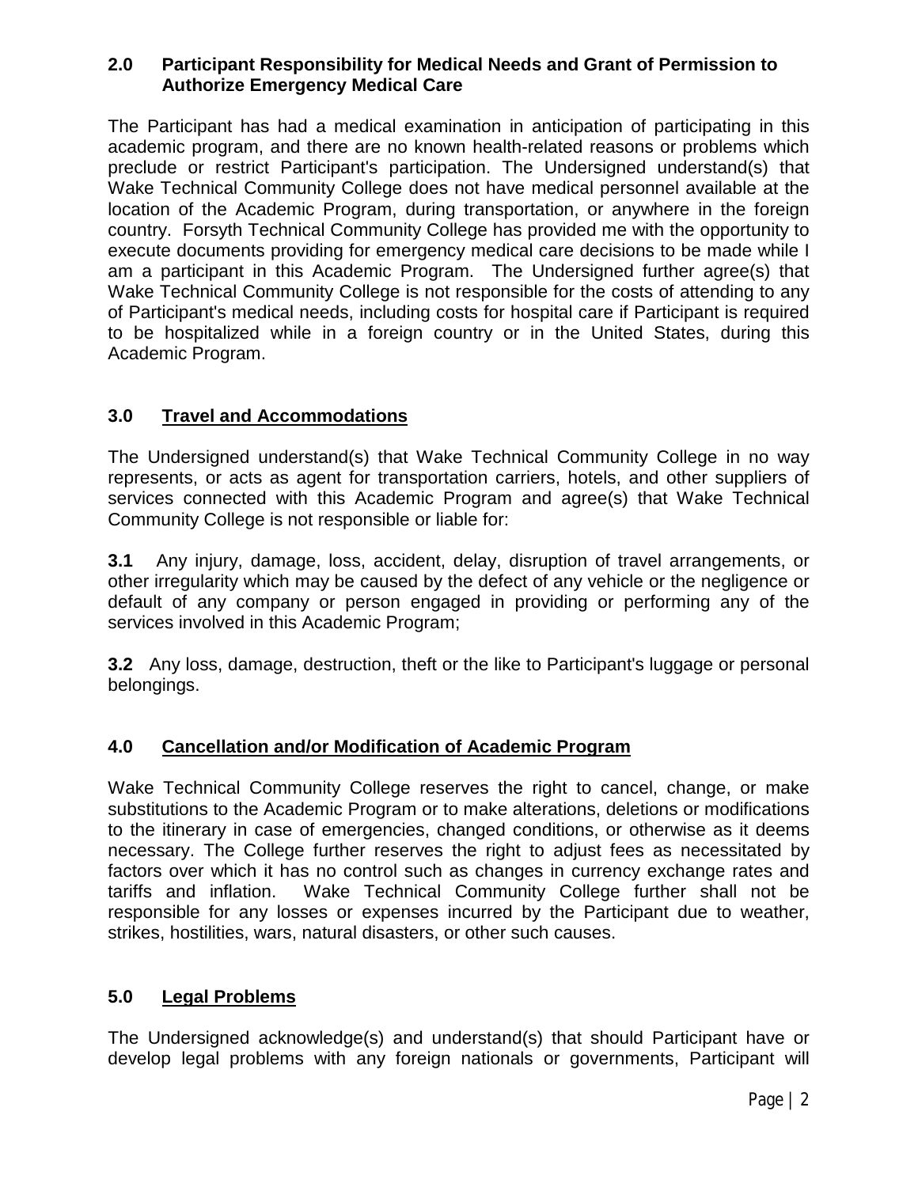## 2.0 Participant Responsibility for Medical Needs and Grant of Permission to Authorize Emergency Medical Care

The Participant has had a medical examination in anticipation of participating in this academic program, and there are no known health-related reasons or problems which preclude or restrict Participant's participation. The Undersigned understand(s) that Wake Technical Community College does not have medical personnel available at the location of the Academic Program, during transportation, or anywhere in the foreign country. Forsyth Technical Community College has provided me with the opportunity to execute documents providing for emergency medical care decisions to be made while I am a participant in this Academic Program. The Undersigned further agree(s) that Wake Technical Community College is not responsible for the costs of attending to any of Participant's medical needs, including costs for hospital care if Participant is required to be hospitalized while in a foreign country or in the United States, during this Academic Program.

## 3.0 Travel and Accommodations

The Undersigned understand(s) that Wake Technical Community College in no way represents, or acts as agent for transportation carriers, hotels, and other suppliers of services connected with this Academic Program and agree(s) that Wake Technical Community College is not responsible or liable for:

**3.1** Any injury, damage, loss, accident, delay, disruption of travel arrangements, or other irregularity which may be caused by the defect of any vehicle or the negligence or default of any company or person engaged in providing or performing any of the services involved in this Academic Program;

**3.2** Any loss, damage, destruction, theft or the like to Participant's luggage or personal belongings.

## 4.0 Cancellation and/or Modification of Academic Program

Wake Technical Community College reserves the right to cancel, change, or make substitutions to the Academic Program or to make alterations, deletions or modifications to the itinerary in case of emergencies, changed conditions, or otherwise as it deems necessary. The College further reserves the right to adjust fees as necessitated by factors over which it has no control such as changes in currency exchange rates and tariffs and inflation. Wake Technical Community College further shall not be responsible for any losses or expenses incurred by the Participant due to weather, strikes, hostilities, wars, natural disasters, or other such causes.

## 5.0 Legal Problems

The Undersigned acknowledge(s) and understand(s) that should Participant have or develop legal problems with any foreign nationals or governments, Participant will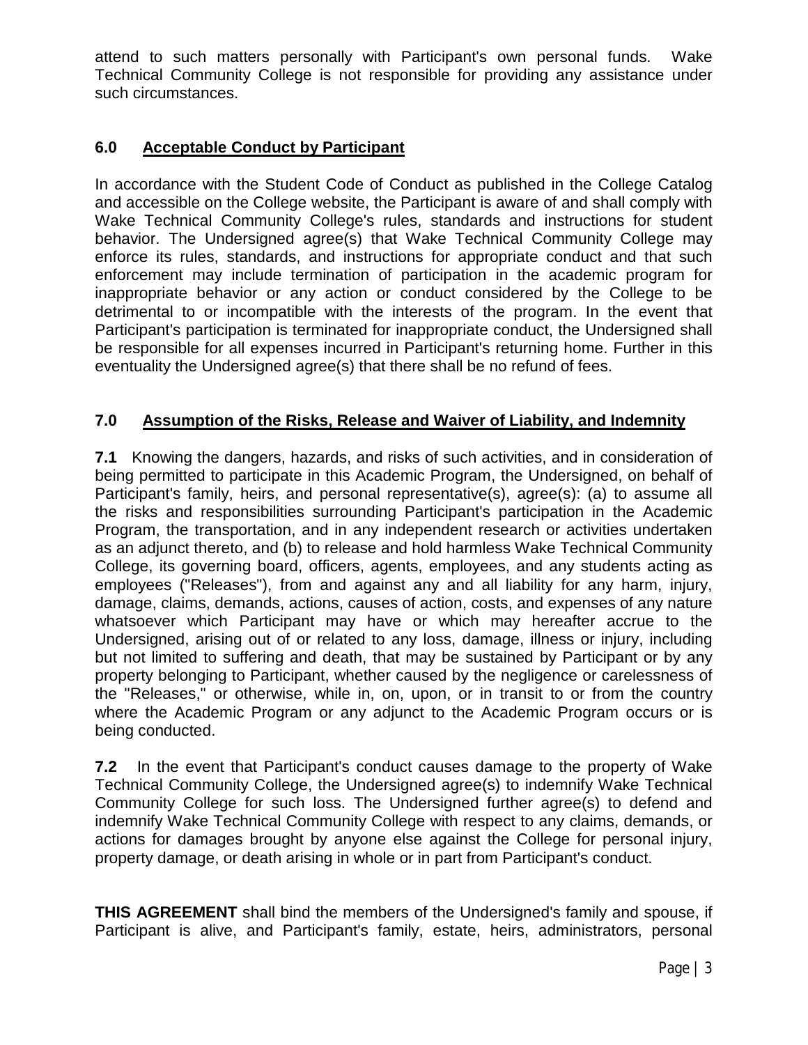attend to such matters personally with Participant's own personal funds. Wake Technical Community College is not responsible for providing any assistance under such circumstances.

## 6.0 Acceptable Conduct by Participant

In accordance with the Student Code of Conduct as published in the College Catalog and accessible on the College website, the Participant is aware of and shall comply with Wake Technical Community College's rules, standards and instructions for student behavior. The Undersigned agree(s) that Wake Technical Community College may enforce its rules, standards, and instructions for appropriate conduct and that such enforcement may include termination of participation in the academic program for inappropriate behavior or any action or conduct considered by the College to be detrimental to or incompatible with the interests of the program. In the event that Participant's participation is terminated for inappropriate conduct, the Undersigned shall be responsible for all expenses incurred in Participant's returning home. Further in this eventuality the Undersigned agree(s) that there shall be no refund of fees.

## 7.0 Assumption of the Risks, Release and Waiver of Liability, and Indemnity

**7.1** Knowing the dangers, hazards, and risks of such activities, and in consideration of being permitted to participate in this Academic Program, the Undersigned, on behalf of Participant's family, heirs, and personal representative(s), agree(s): (a) to assume all the risks and responsibilities surrounding Participant's participation in the Academic Program, the transportation, and in any independent research or activities undertaken as an adjunct thereto, and (b) to release and hold harmless Wake Technical Community College, its governing board, officers, agents, employees, and any students acting as employees ("Releases"), from and against any and all liability for any harm, injury, damage, claims, demands, actions, causes of action, costs, and expenses of any nature whatsoever which Participant may have or which may hereafter accrue to the Undersigned, arising out of or related to any loss, damage, illness or injury, including but not limited to suffering and death, that may be sustained by Participant or by any property belonging to Participant, whether caused by the negligence or carelessness of the "Releases," or otherwise, while in, on, upon, or in transit to or from the country where the Academic Program or any adjunct to the Academic Program occurs or is being conducted.

**7.2** In the event that Participant's conduct causes damage to the property of Wake Technical Community College, the Undersigned agree(s) to indemnify Wake Technical Community College for such loss. The Undersigned further agree(s) to defend and indemnify Wake Technical Community College with respect to any claims, demands, or actions for damages brought by anyone else against the College for personal injury, property damage, or death arising in whole or in part from Participant's conduct.

**THIS AGREEMENT** shall bind the members of the Undersigned's family and spouse, if Participant is alive, and Participant's family, estate, heirs, administrators, personal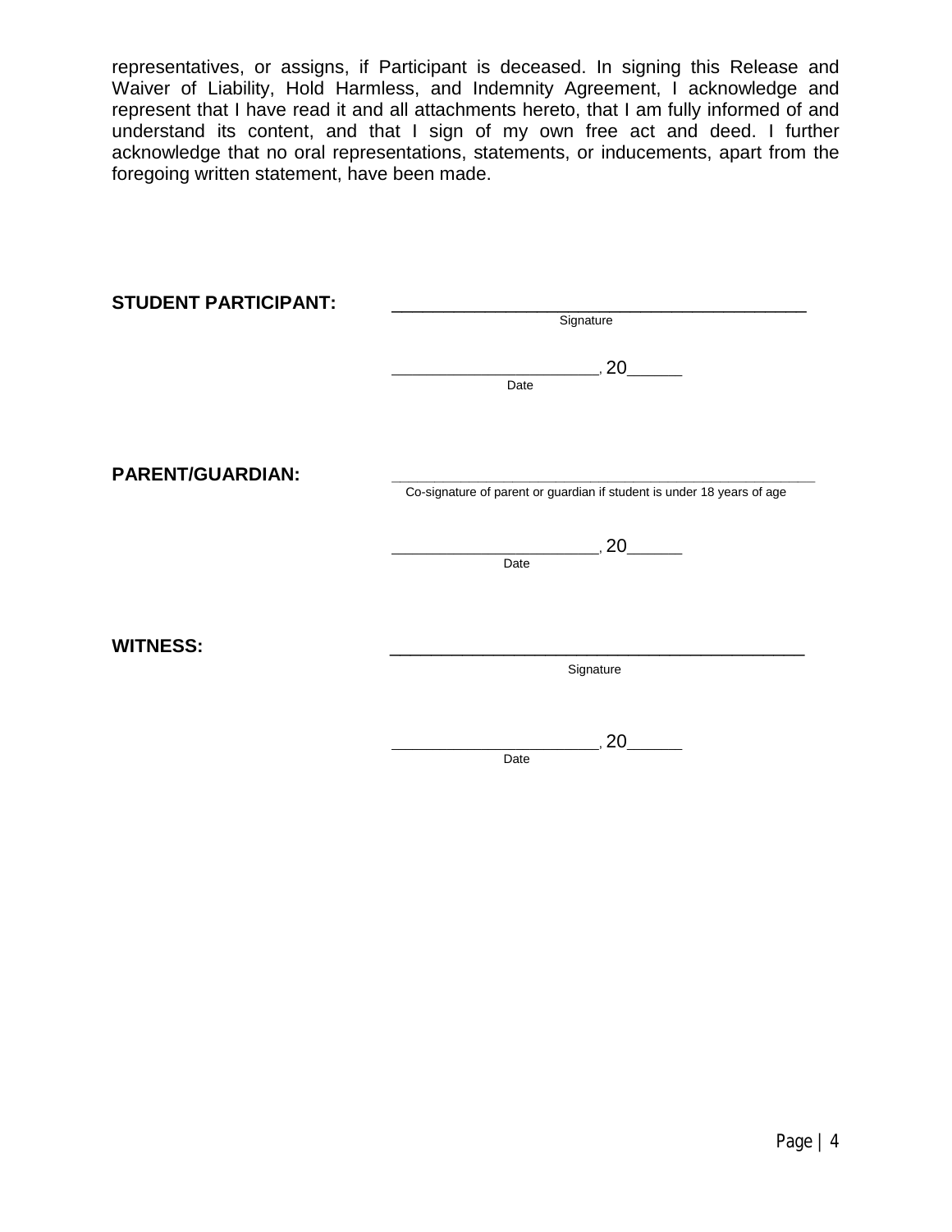representatives, or assigns, if Participant is deceased. In signing this Release and Waiver of Liability, Hold Harmless, and Indemnity Agreement, I acknowledge and represent that I have read it and all attachments hereto, that I am fully informed of and understand its content, and that I sign of my own free act and deed. I further acknowledge that no oral representations, statements, or inducements, apart from the foregoing written statement, have been made.

**STUDENT PARTICIPANT:** ____________________________________________
Signature

______________________, 20______
Date

**PARENT/GUARDIAN:** ____________________________________________
Co-signature of parent or guardian if student is under 18 years of age

______________________, 20______
Date

**WITNESS:** ____________________________________________
Signature

______________________, 20______
Date